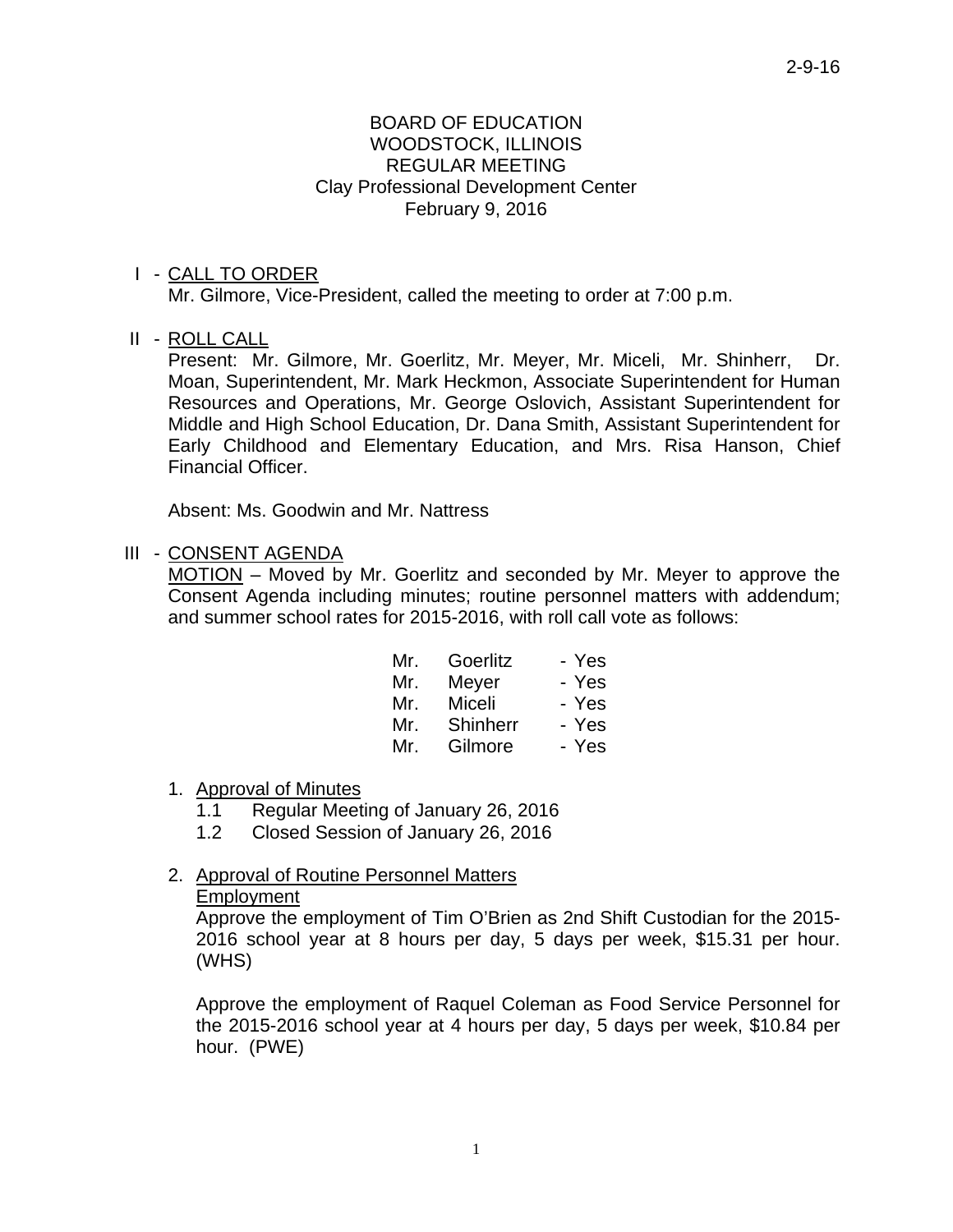BOARD OF EDUCATION
WOODSTOCK, ILLINOIS
REGULAR MEETING
Clay Professional Development Center
February 9, 2016

I - CALL TO ORDER

Mr. Gilmore, Vice-President, called the meeting to order at 7:00 p.m.

II - ROLL CALL

Present: Mr. Gilmore, Mr. Goerlitz, Mr. Meyer, Mr. Miceli, Mr. Shinherr, Dr. Moan, Superintendent, Mr. Mark Heckmon, Associate Superintendent for Human Resources and Operations, Mr. George Oslovich, Assistant Superintendent for Middle and High School Education, Dr. Dana Smith, Assistant Superintendent for Early Childhood and Elementary Education, and Mrs. Risa Hanson, Chief Financial Officer.

Absent: Ms. Goodwin and Mr. Nattress

III - CONSENT AGENDA

MOTION – Moved by Mr. Goerlitz and seconded by Mr. Meyer to approve the Consent Agenda including minutes; routine personnel matters with addendum; and summer school rates for 2015-2016, with roll call vote as follows:

| | | |
|---|---|---|
| Mr. | Goerlitz | - Yes |
| Mr. | Meyer | - Yes |
| Mr. | Miceli | - Yes |
| Mr. | Shinherr | - Yes |
| Mr. | Gilmore | - Yes |

1. Approval of Minutes
   - 1.1 Regular Meeting of January 26, 2016
   - 1.2 Closed Session of January 26, 2016

2. Approval of Routine Personnel Matters

   Employment

   Approve the employment of Tim O'Brien as 2nd Shift Custodian for the 2015-2016 school year at 8 hours per day, 5 days per week, $15.31 per hour. (WHS)

   Approve the employment of Raquel Coleman as Food Service Personnel for the 2015-2016 school year at 4 hours per day, 5 days per week, $10.84 per hour. (PWE)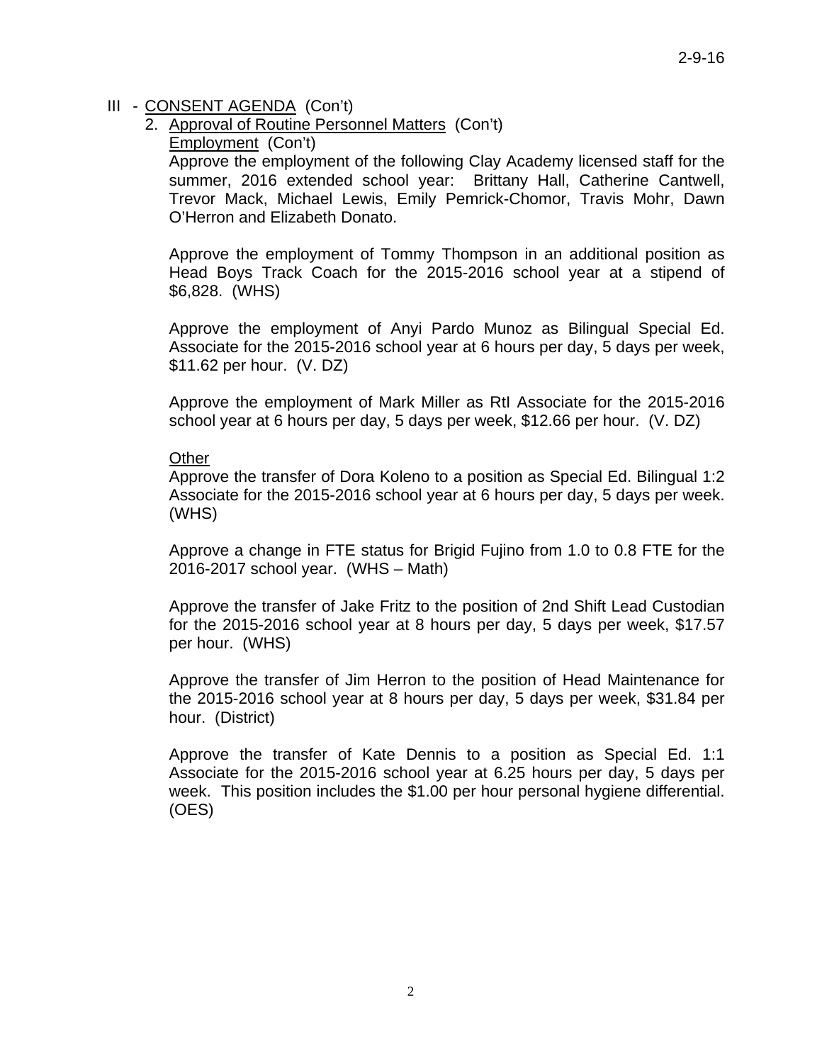III - CONSENT AGENDA (Con't)

2. Approval of Routine Personnel Matters (Con't)

   Employment (Con't)

   Approve the employment of the following Clay Academy licensed staff for the summer, 2016 extended school year: Brittany Hall, Catherine Cantwell, Trevor Mack, Michael Lewis, Emily Pemrick-Chomor, Travis Mohr, Dawn O'Herron and Elizabeth Donato.

   Approve the employment of Tommy Thompson in an additional position as Head Boys Track Coach for the 2015-2016 school year at a stipend of $6,828. (WHS)

   Approve the employment of Anyi Pardo Munoz as Bilingual Special Ed. Associate for the 2015-2016 school year at 6 hours per day, 5 days per week, $11.62 per hour. (V. DZ)

   Approve the employment of Mark Miller as RtI Associate for the 2015-2016 school year at 6 hours per day, 5 days per week, $12.66 per hour. (V. DZ)

   Other

   Approve the transfer of Dora Koleno to a position as Special Ed. Bilingual 1:2 Associate for the 2015-2016 school year at 6 hours per day, 5 days per week. (WHS)

   Approve a change in FTE status for Brigid Fujino from 1.0 to 0.8 FTE for the 2016-2017 school year. (WHS – Math)

   Approve the transfer of Jake Fritz to the position of 2nd Shift Lead Custodian for the 2015-2016 school year at 8 hours per day, 5 days per week, $17.57 per hour. (WHS)

   Approve the transfer of Jim Herron to the position of Head Maintenance for the 2015-2016 school year at 8 hours per day, 5 days per week, $31.84 per hour. (District)

   Approve the transfer of Kate Dennis to a position as Special Ed. 1:1 Associate for the 2015-2016 school year at 6.25 hours per day, 5 days per week. This position includes the $1.00 per hour personal hygiene differential. (OES)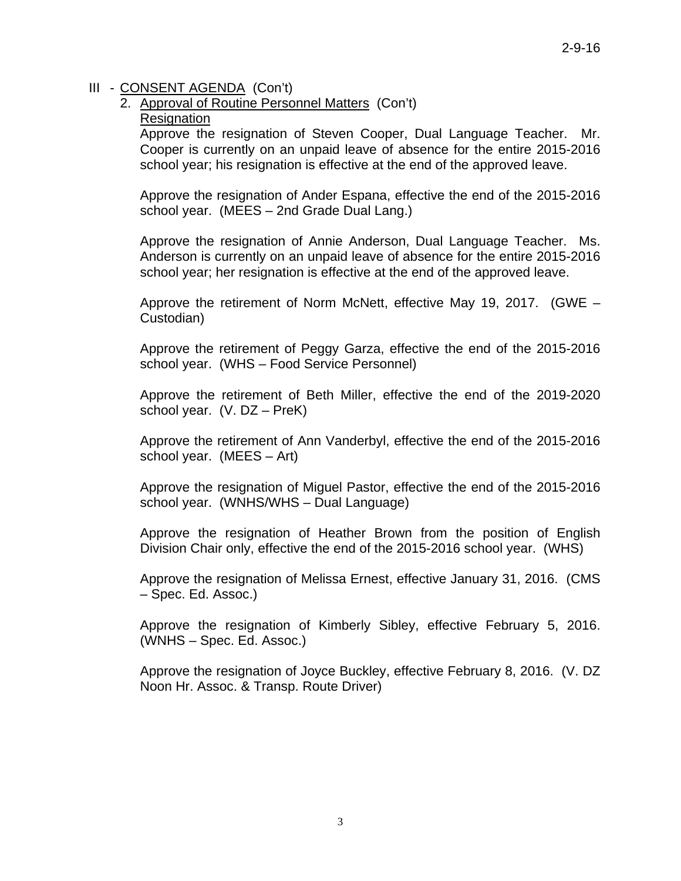III - CONSENT AGENDA (Con't)

2. Approval of Routine Personnel Matters (Con't)

Resignation

Approve the resignation of Steven Cooper, Dual Language Teacher. Mr. Cooper is currently on an unpaid leave of absence for the entire 2015-2016 school year; his resignation is effective at the end of the approved leave.

Approve the resignation of Ander Espana, effective the end of the 2015-2016 school year. (MEES – 2nd Grade Dual Lang.)

Approve the resignation of Annie Anderson, Dual Language Teacher. Ms. Anderson is currently on an unpaid leave of absence for the entire 2015-2016 school year; her resignation is effective at the end of the approved leave.

Approve the retirement of Norm McNett, effective May 19, 2017. (GWE – Custodian)

Approve the retirement of Peggy Garza, effective the end of the 2015-2016 school year. (WHS – Food Service Personnel)

Approve the retirement of Beth Miller, effective the end of the 2019-2020 school year. (V. DZ – PreK)

Approve the retirement of Ann Vanderbyl, effective the end of the 2015-2016 school year. (MEES – Art)

Approve the resignation of Miguel Pastor, effective the end of the 2015-2016 school year. (WNHS/WHS – Dual Language)

Approve the resignation of Heather Brown from the position of English Division Chair only, effective the end of the 2015-2016 school year. (WHS)

Approve the resignation of Melissa Ernest, effective January 31, 2016. (CMS – Spec. Ed. Assoc.)

Approve the resignation of Kimberly Sibley, effective February 5, 2016. (WNHS – Spec. Ed. Assoc.)

Approve the resignation of Joyce Buckley, effective February 8, 2016. (V. DZ Noon Hr. Assoc. & Transp. Route Driver)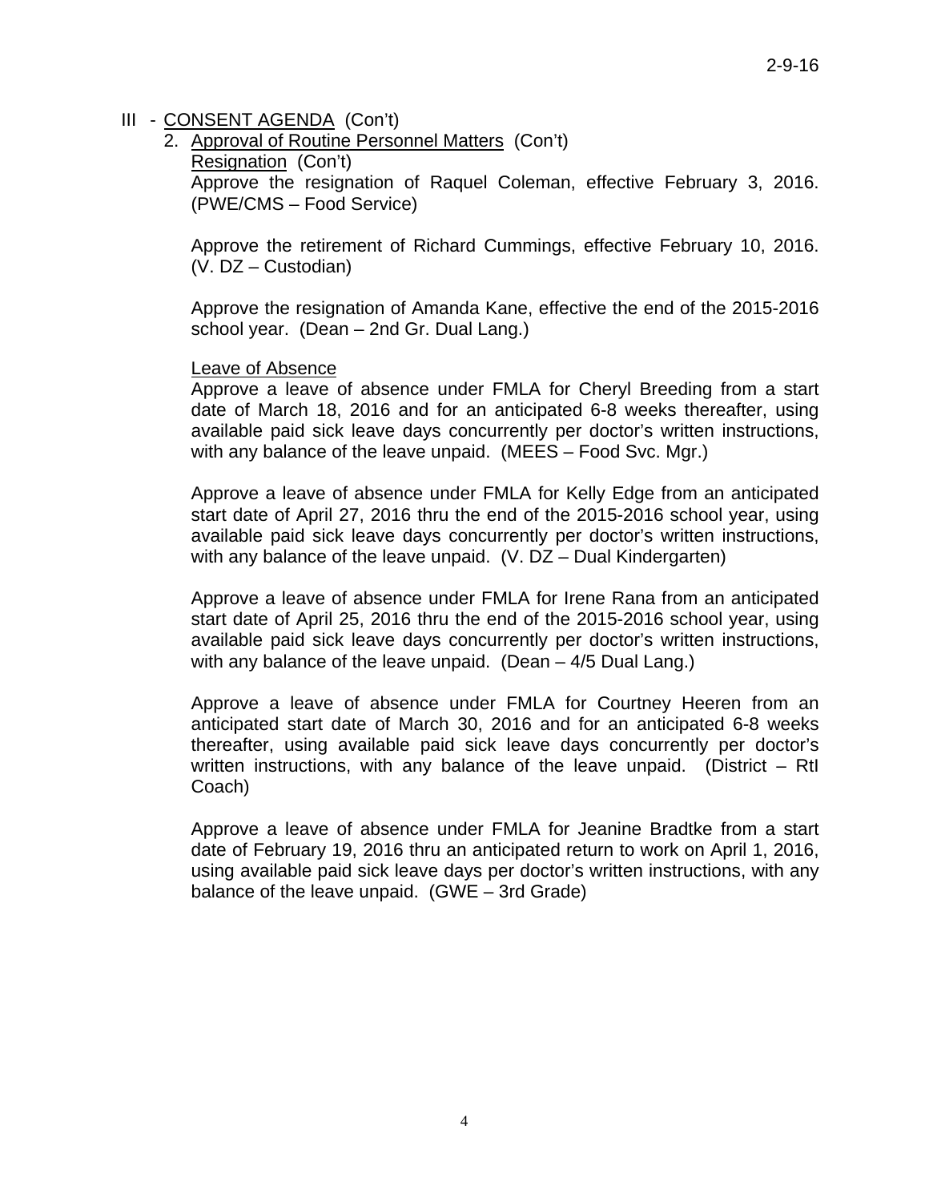III - CONSENT AGENDA (Con't)

2. Approval of Routine Personnel Matters (Con't)

Resignation (Con't)

Approve the resignation of Raquel Coleman, effective February 3, 2016. (PWE/CMS – Food Service)

Approve the retirement of Richard Cummings, effective February 10, 2016. (V. DZ – Custodian)

Approve the resignation of Amanda Kane, effective the end of the 2015-2016 school year. (Dean – 2nd Gr. Dual Lang.)

Leave of Absence

Approve a leave of absence under FMLA for Cheryl Breeding from a start date of March 18, 2016 and for an anticipated 6-8 weeks thereafter, using available paid sick leave days concurrently per doctor's written instructions, with any balance of the leave unpaid. (MEES – Food Svc. Mgr.)

Approve a leave of absence under FMLA for Kelly Edge from an anticipated start date of April 27, 2016 thru the end of the 2015-2016 school year, using available paid sick leave days concurrently per doctor's written instructions, with any balance of the leave unpaid. (V. DZ – Dual Kindergarten)

Approve a leave of absence under FMLA for Irene Rana from an anticipated start date of April 25, 2016 thru the end of the 2015-2016 school year, using available paid sick leave days concurrently per doctor's written instructions, with any balance of the leave unpaid. (Dean – 4/5 Dual Lang.)

Approve a leave of absence under FMLA for Courtney Heeren from an anticipated start date of March 30, 2016 and for an anticipated 6-8 weeks thereafter, using available paid sick leave days concurrently per doctor's written instructions, with any balance of the leave unpaid. (District – RtI Coach)

Approve a leave of absence under FMLA for Jeanine Bradtke from a start date of February 19, 2016 thru an anticipated return to work on April 1, 2016, using available paid sick leave days per doctor's written instructions, with any balance of the leave unpaid. (GWE – 3rd Grade)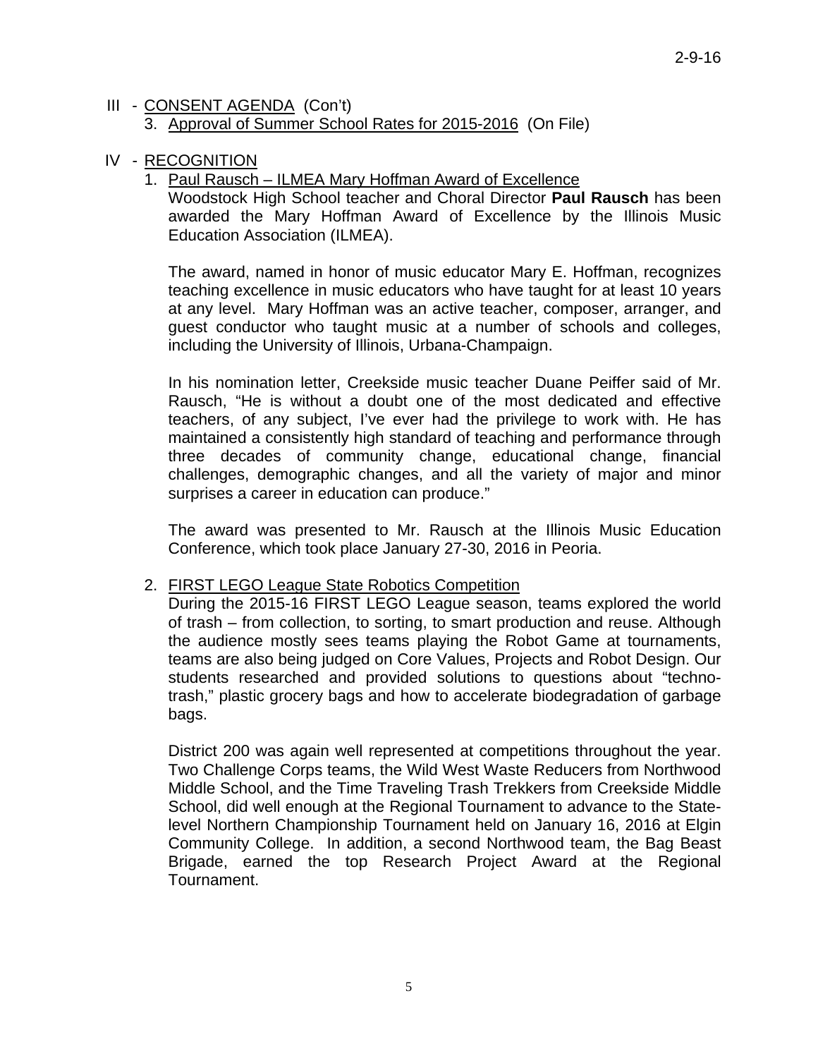III - CONSENT AGENDA (Con't)

3. Approval of Summer School Rates for 2015-2016 (On File)

IV - RECOGNITION

1. Paul Rausch – ILMEA Mary Hoffman Award of Excellence

   Woodstock High School teacher and Choral Director **Paul Rausch** has been awarded the Mary Hoffman Award of Excellence by the Illinois Music Education Association (ILMEA).

   The award, named in honor of music educator Mary E. Hoffman, recognizes teaching excellence in music educators who have taught for at least 10 years at any level. Mary Hoffman was an active teacher, composer, arranger, and guest conductor who taught music at a number of schools and colleges, including the University of Illinois, Urbana-Champaign.

   In his nomination letter, Creekside music teacher Duane Peiffer said of Mr. Rausch, "He is without a doubt one of the most dedicated and effective teachers, of any subject, I've ever had the privilege to work with. He has maintained a consistently high standard of teaching and performance through three decades of community change, educational change, financial challenges, demographic changes, and all the variety of major and minor surprises a career in education can produce."

   The award was presented to Mr. Rausch at the Illinois Music Education Conference, which took place January 27-30, 2016 in Peoria.

2. FIRST LEGO League State Robotics Competition

   During the 2015-16 FIRST LEGO League season, teams explored the world of trash – from collection, to sorting, to smart production and reuse. Although the audience mostly sees teams playing the Robot Game at tournaments, teams are also being judged on Core Values, Projects and Robot Design. Our students researched and provided solutions to questions about "techno-trash," plastic grocery bags and how to accelerate biodegradation of garbage bags.

   District 200 was again well represented at competitions throughout the year. Two Challenge Corps teams, the Wild West Waste Reducers from Northwood Middle School, and the Time Traveling Trash Trekkers from Creekside Middle School, did well enough at the Regional Tournament to advance to the State-level Northern Championship Tournament held on January 16, 2016 at Elgin Community College. In addition, a second Northwood team, the Bag Beast Brigade, earned the top Research Project Award at the Regional Tournament.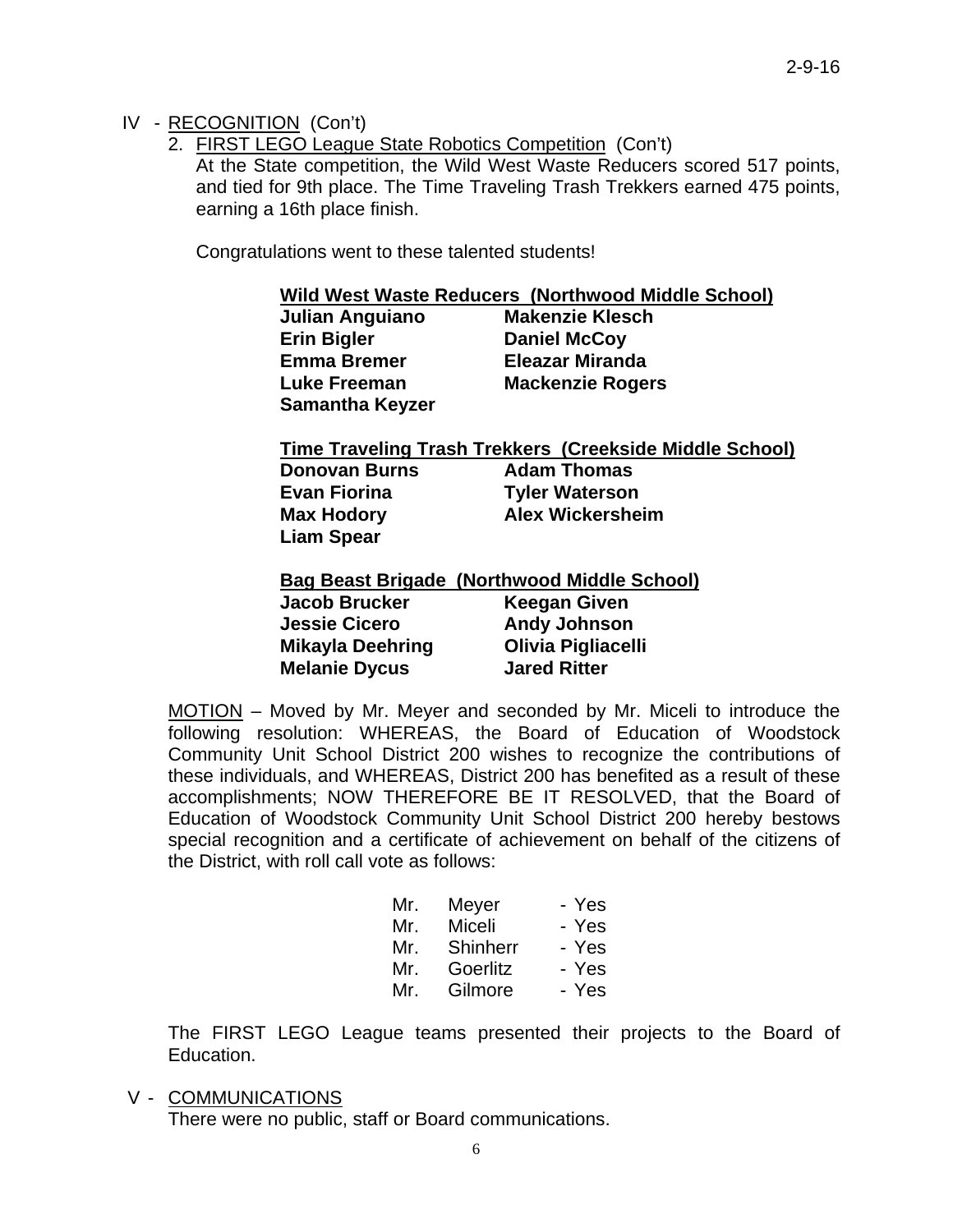IV - RECOGNITION (Con't)

2. FIRST LEGO League State Robotics Competition (Con't)

   At the State competition, the Wild West Waste Reducers scored 517 points, and tied for 9th place. The Time Traveling Trash Trekkers earned 475 points, earning a 16th place finish.

   Congratulations went to these talented students!

**Wild West Waste Reducers (Northwood Middle School)**

| | |
|---|---|
| **Julian Anguiano** | **Makenzie Klesch** |
| **Erin Bigler** | **Daniel McCoy** |
| **Emma Bremer** | **Eleazar Miranda** |
| **Luke Freeman** | **Mackenzie Rogers** |
| **Samantha Keyzer** | |

**Time Traveling Trash Trekkers (Creekside Middle School)**

| | |
|---|---|
| **Donovan Burns** | **Adam Thomas** |
| **Evan Fiorina** | **Tyler Waterson** |
| **Max Hodory** | **Alex Wickersheim** |
| **Liam Spear** | |

**Bag Beast Brigade (Northwood Middle School)**

| | |
|---|---|
| **Jacob Brucker** | **Keegan Given** |
| **Jessie Cicero** | **Andy Johnson** |
| **Mikayla Deehring** | **Olivia Pigliacelli** |
| **Melanie Dycus** | **Jared Ritter** |

MOTION – Moved by Mr. Meyer and seconded by Mr. Miceli to introduce the following resolution: WHEREAS, the Board of Education of Woodstock Community Unit School District 200 wishes to recognize the contributions of these individuals, and WHEREAS, District 200 has benefited as a result of these accomplishments; NOW THEREFORE BE IT RESOLVED, that the Board of Education of Woodstock Community Unit School District 200 hereby bestows special recognition and a certificate of achievement on behalf of the citizens of the District, with roll call vote as follows:

| | | |
|---|---|---|
| Mr. | Meyer | - Yes |
| Mr. | Miceli | - Yes |
| Mr. | Shinherr | - Yes |
| Mr. | Goerlitz | - Yes |
| Mr. | Gilmore | - Yes |

The FIRST LEGO League teams presented their projects to the Board of Education.

V - COMMUNICATIONS

There were no public, staff or Board communications.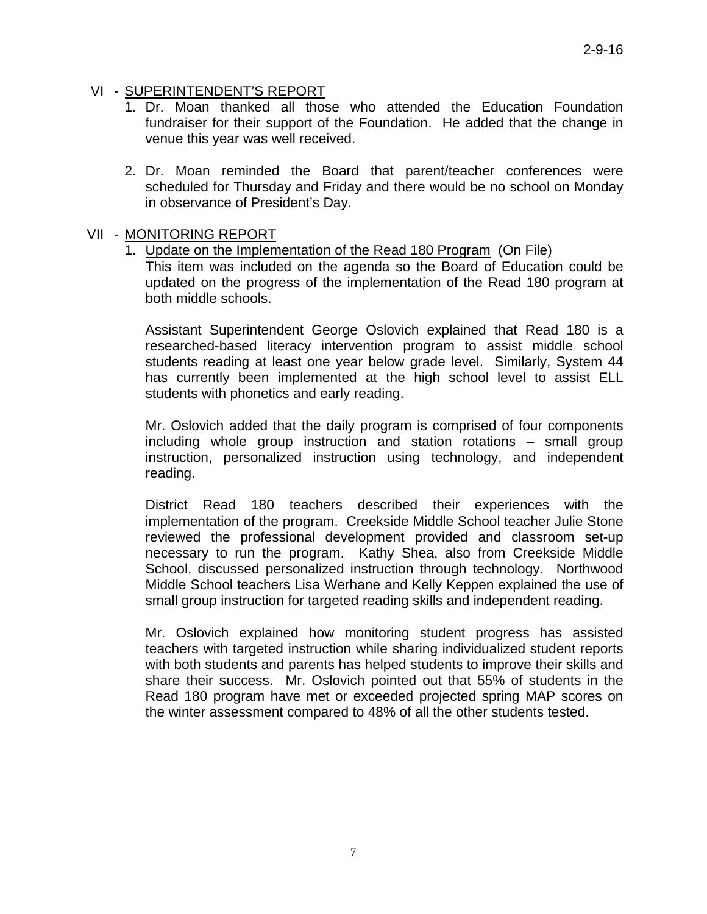## VI - SUPERINTENDENT'S REPORT

1. Dr. Moan thanked all those who attended the Education Foundation fundraiser for their support of the Foundation. He added that the change in venue this year was well received.

2. Dr. Moan reminded the Board that parent/teacher conferences were scheduled for Thursday and Friday and there would be no school on Monday in observance of President's Day.

## VII - MONITORING REPORT

1. Update on the Implementation of the Read 180 Program (On File)

   This item was included on the agenda so the Board of Education could be updated on the progress of the implementation of the Read 180 program at both middle schools.

   Assistant Superintendent George Oslovich explained that Read 180 is a researched-based literacy intervention program to assist middle school students reading at least one year below grade level. Similarly, System 44 has currently been implemented at the high school level to assist ELL students with phonetics and early reading.

   Mr. Oslovich added that the daily program is comprised of four components including whole group instruction and station rotations – small group instruction, personalized instruction using technology, and independent reading.

   District Read 180 teachers described their experiences with the implementation of the program. Creekside Middle School teacher Julie Stone reviewed the professional development provided and classroom set-up necessary to run the program. Kathy Shea, also from Creekside Middle School, discussed personalized instruction through technology. Northwood Middle School teachers Lisa Werhane and Kelly Keppen explained the use of small group instruction for targeted reading skills and independent reading.

   Mr. Oslovich explained how monitoring student progress has assisted teachers with targeted instruction while sharing individualized student reports with both students and parents has helped students to improve their skills and share their success. Mr. Oslovich pointed out that 55% of students in the Read 180 program have met or exceeded projected spring MAP scores on the winter assessment compared to 48% of all the other students tested.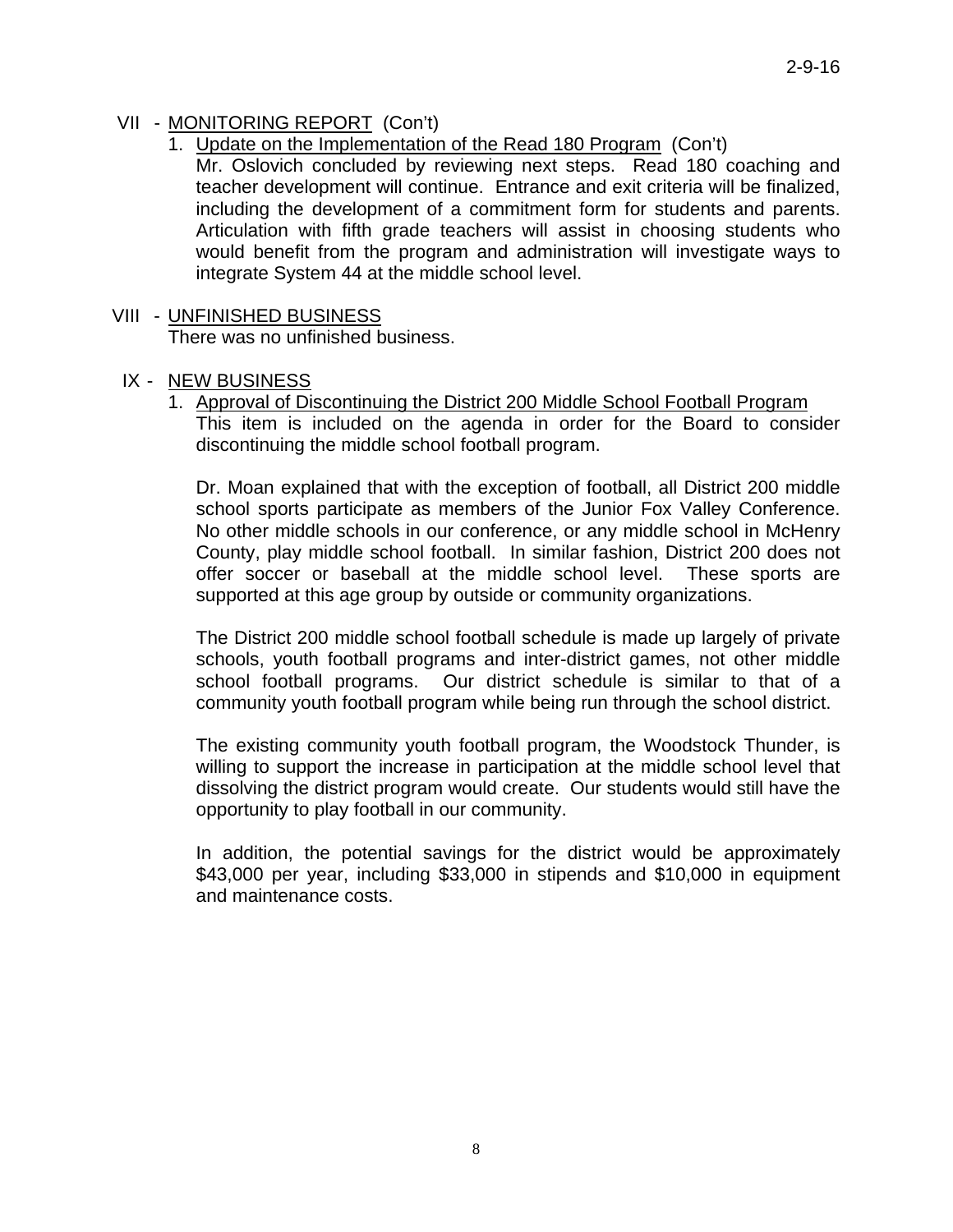## VII - MONITORING REPORT (Con't)

1. Update on the Implementation of the Read 180 Program (Con't)

   Mr. Oslovich concluded by reviewing next steps. Read 180 coaching and teacher development will continue. Entrance and exit criteria will be finalized, including the development of a commitment form for students and parents. Articulation with fifth grade teachers will assist in choosing students who would benefit from the program and administration will investigate ways to integrate System 44 at the middle school level.

## VIII - UNFINISHED BUSINESS

There was no unfinished business.

## IX - NEW BUSINESS

1. Approval of Discontinuing the District 200 Middle School Football Program

   This item is included on the agenda in order for the Board to consider discontinuing the middle school football program.

   Dr. Moan explained that with the exception of football, all District 200 middle school sports participate as members of the Junior Fox Valley Conference. No other middle schools in our conference, or any middle school in McHenry County, play middle school football. In similar fashion, District 200 does not offer soccer or baseball at the middle school level. These sports are supported at this age group by outside or community organizations.

   The District 200 middle school football schedule is made up largely of private schools, youth football programs and inter-district games, not other middle school football programs. Our district schedule is similar to that of a community youth football program while being run through the school district.

   The existing community youth football program, the Woodstock Thunder, is willing to support the increase in participation at the middle school level that dissolving the district program would create. Our students would still have the opportunity to play football in our community.

   In addition, the potential savings for the district would be approximately $43,000 per year, including $33,000 in stipends and $10,000 in equipment and maintenance costs.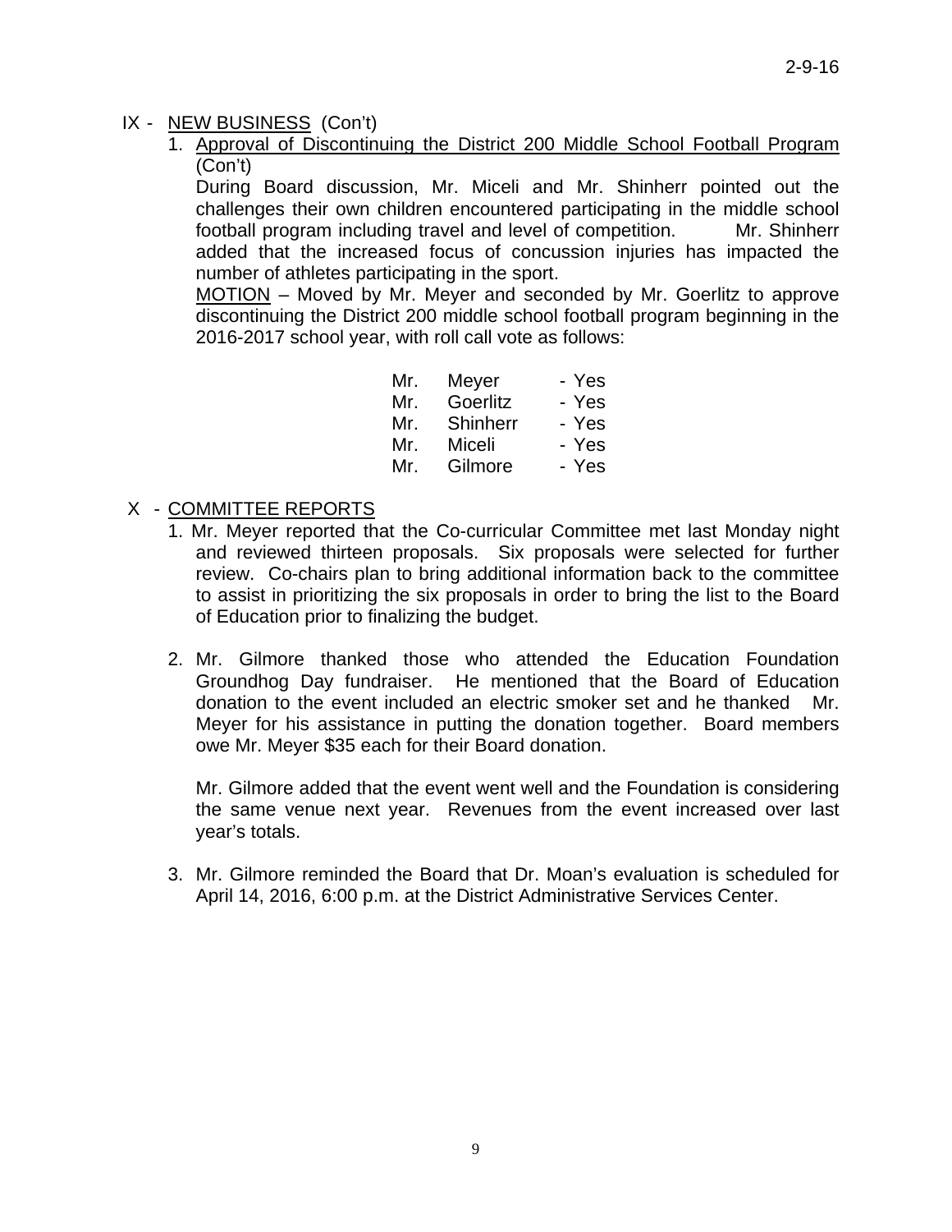IX - <u>NEW BUSINESS</u> (Con't)

1. <u>Approval of Discontinuing the District 200 Middle School Football Program</u> (Con't)

   During Board discussion, Mr. Miceli and Mr. Shinherr pointed out the challenges their own children encountered participating in the middle school football program including travel and level of competition. Mr. Shinherr added that the increased focus of concussion injuries has impacted the number of athletes participating in the sport.

   <u>MOTION</u> – Moved by Mr. Meyer and seconded by Mr. Goerlitz to approve discontinuing the District 200 middle school football program beginning in the 2016-2017 school year, with roll call vote as follows:

   | | | |
   |---|---|---|
   | Mr. | Meyer | - Yes |
   | Mr. | Goerlitz | - Yes |
   | Mr. | Shinherr | - Yes |
   | Mr. | Miceli | - Yes |
   | Mr. | Gilmore | - Yes |

X - <u>COMMITTEE REPORTS</u>

1. Mr. Meyer reported that the Co-curricular Committee met last Monday night and reviewed thirteen proposals. Six proposals were selected for further review. Co-chairs plan to bring additional information back to the committee to assist in prioritizing the six proposals in order to bring the list to the Board of Education prior to finalizing the budget.

2. Mr. Gilmore thanked those who attended the Education Foundation Groundhog Day fundraiser. He mentioned that the Board of Education donation to the event included an electric smoker set and he thanked Mr. Meyer for his assistance in putting the donation together. Board members owe Mr. Meyer $35 each for their Board donation.

   Mr. Gilmore added that the event went well and the Foundation is considering the same venue next year. Revenues from the event increased over last year's totals.

3. Mr. Gilmore reminded the Board that Dr. Moan's evaluation is scheduled for April 14, 2016, 6:00 p.m. at the District Administrative Services Center.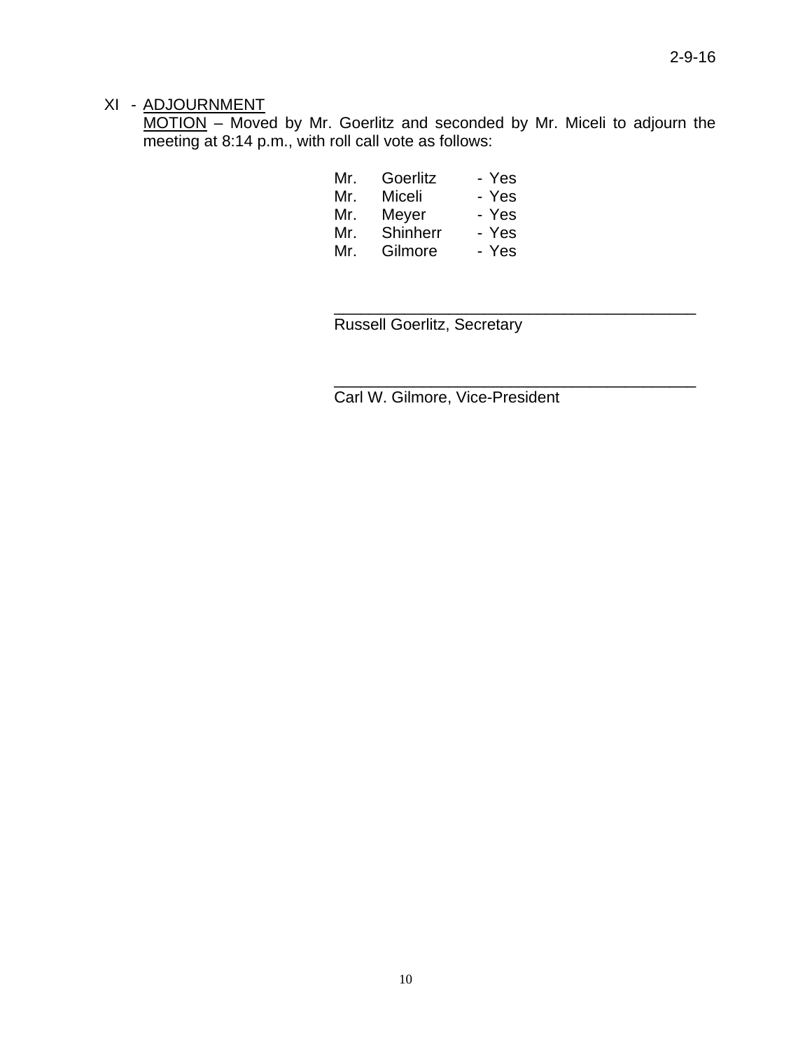XI - ADJOURNMENT

MOTION – Moved by Mr. Goerlitz and seconded by Mr. Miceli to adjourn the meeting at 8:14 p.m., with roll call vote as follows:

| | | |
|---|---|---|
| Mr. | Goerlitz | - Yes |
| Mr. | Miceli | - Yes |
| Mr. | Meyer | - Yes |
| Mr. | Shinherr | - Yes |
| Mr. | Gilmore | - Yes |

\_\_\_\_\_\_\_\_\_\_\_\_\_\_\_\_\_\_\_\_\_\_\_\_\_\_\_\_\_\_\_\_\_\_\_\_\_\_\_\_\_\_\_\_

Russell Goerlitz, Secretary

\_\_\_\_\_\_\_\_\_\_\_\_\_\_\_\_\_\_\_\_\_\_\_\_\_\_\_\_\_\_\_\_\_\_\_\_\_\_\_\_\_\_\_\_

Carl W. Gilmore, Vice-President